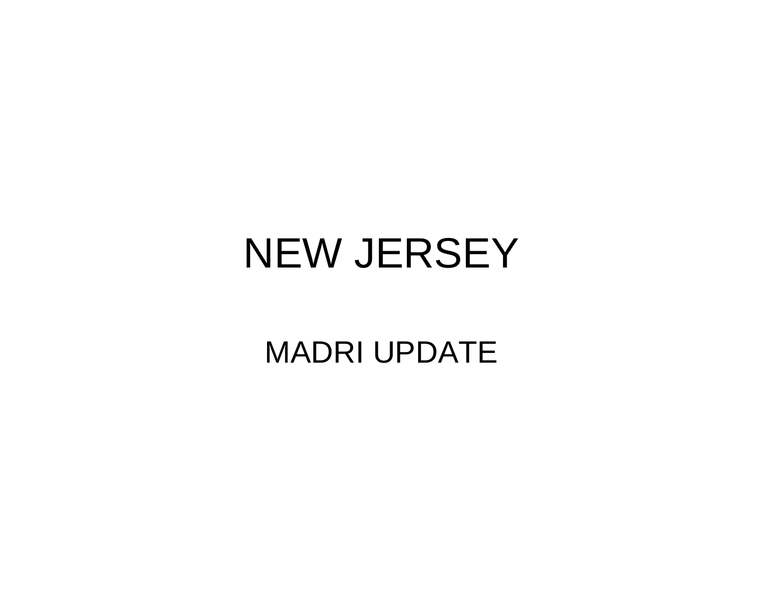# NEW JERSEY

## MADRI UPDATE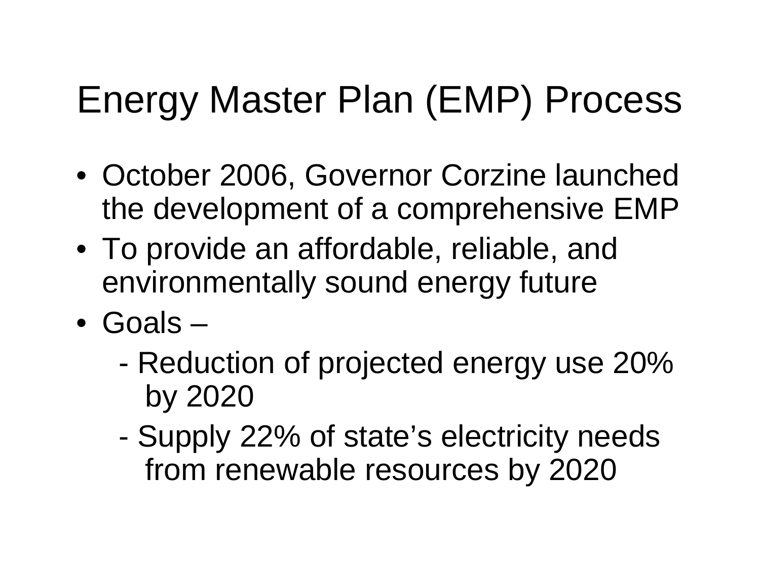# Energy Master Plan (EMP) Process

- October 2006, Governor Corzine launched the development of a comprehensive EMP
- To provide an affordable, reliable, and environmentally sound energy future
- Goals –
  - Reduction of projected energy use 20% by 2020
  - Supply 22% of state's electricity needs from renewable resources by 2020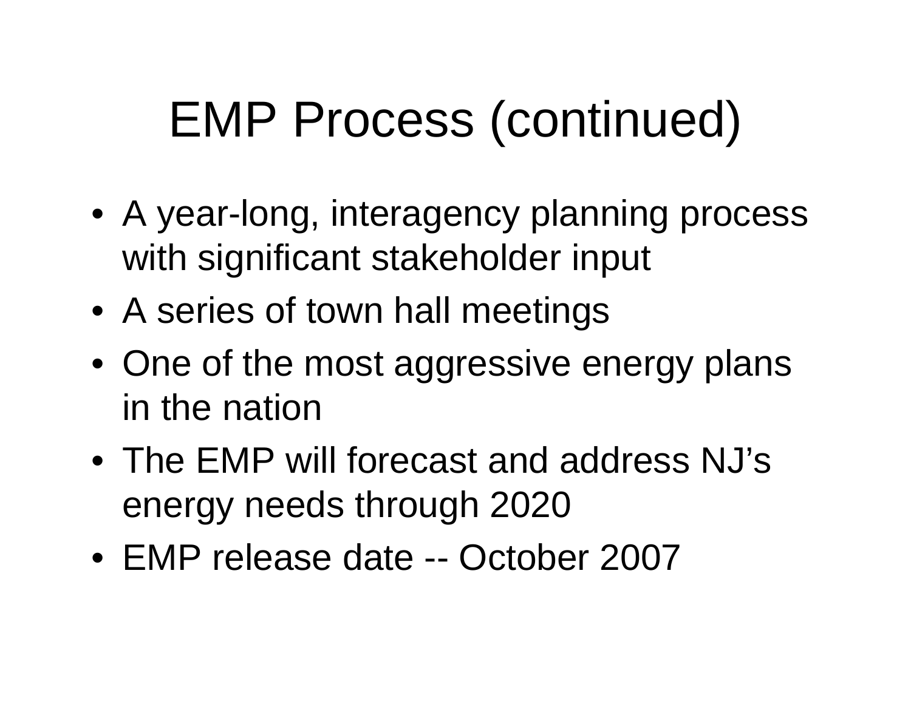# EMP Process (continued)

- A year-long, interagency planning process with significant stakeholder input
- A series of town hall meetings
- One of the most aggressive energy plans in the nation
- The EMP will forecast and address NJ's energy needs through 2020
- EMP release date -- October 2007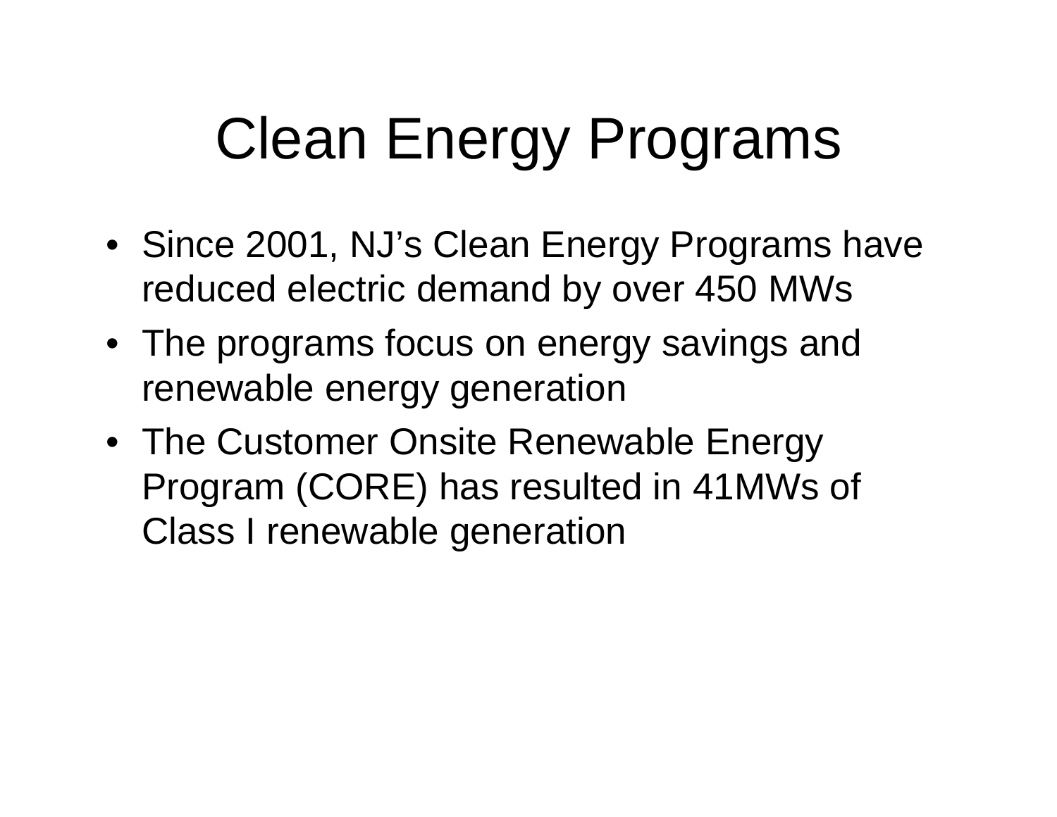# Clean Energy Programs

- Since 2001, NJ’s Clean Energy Programs have reduced electric demand by over 450 MWs
- The programs focus on energy savings and renewable energy generation
- The Customer Onsite Renewable Energy Program (CORE) has resulted in 41MWs of Class I renewable generation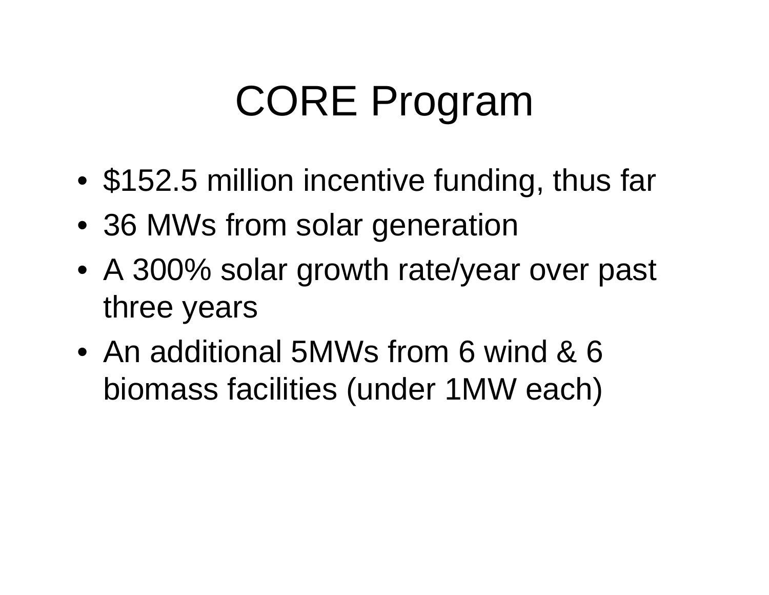# CORE Program

- $152.5 million incentive funding, thus far
- 36 MWs from solar generation
- A 300% solar growth rate/year over past three years
- An additional 5MWs from 6 wind & 6 biomass facilities (under 1MW each)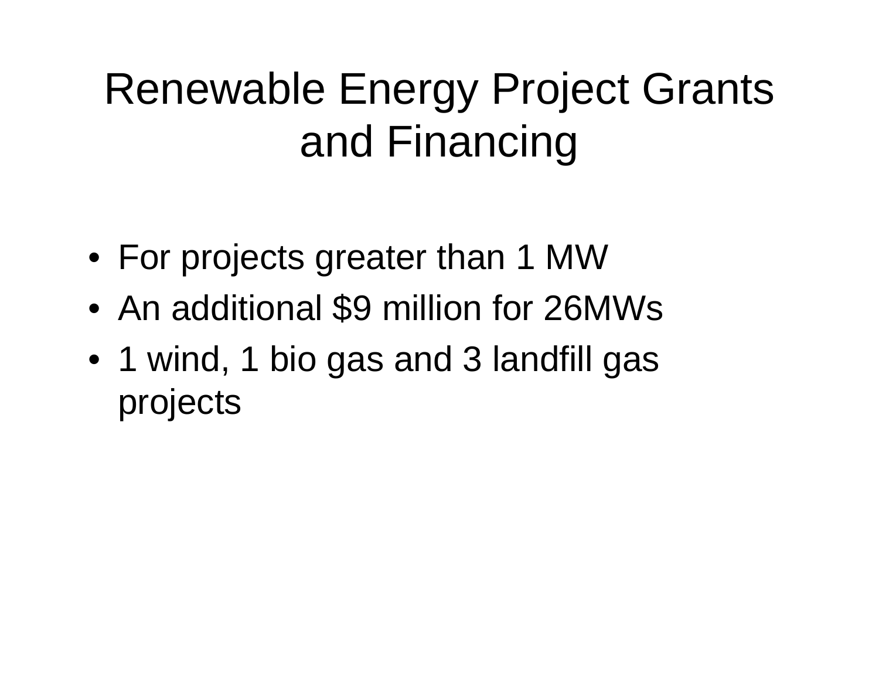# Renewable Energy Project Grants and Financing

- For projects greater than 1 MW
- An additional $9 million for 26MWs
- 1 wind, 1 bio gas and 3 landfill gas projects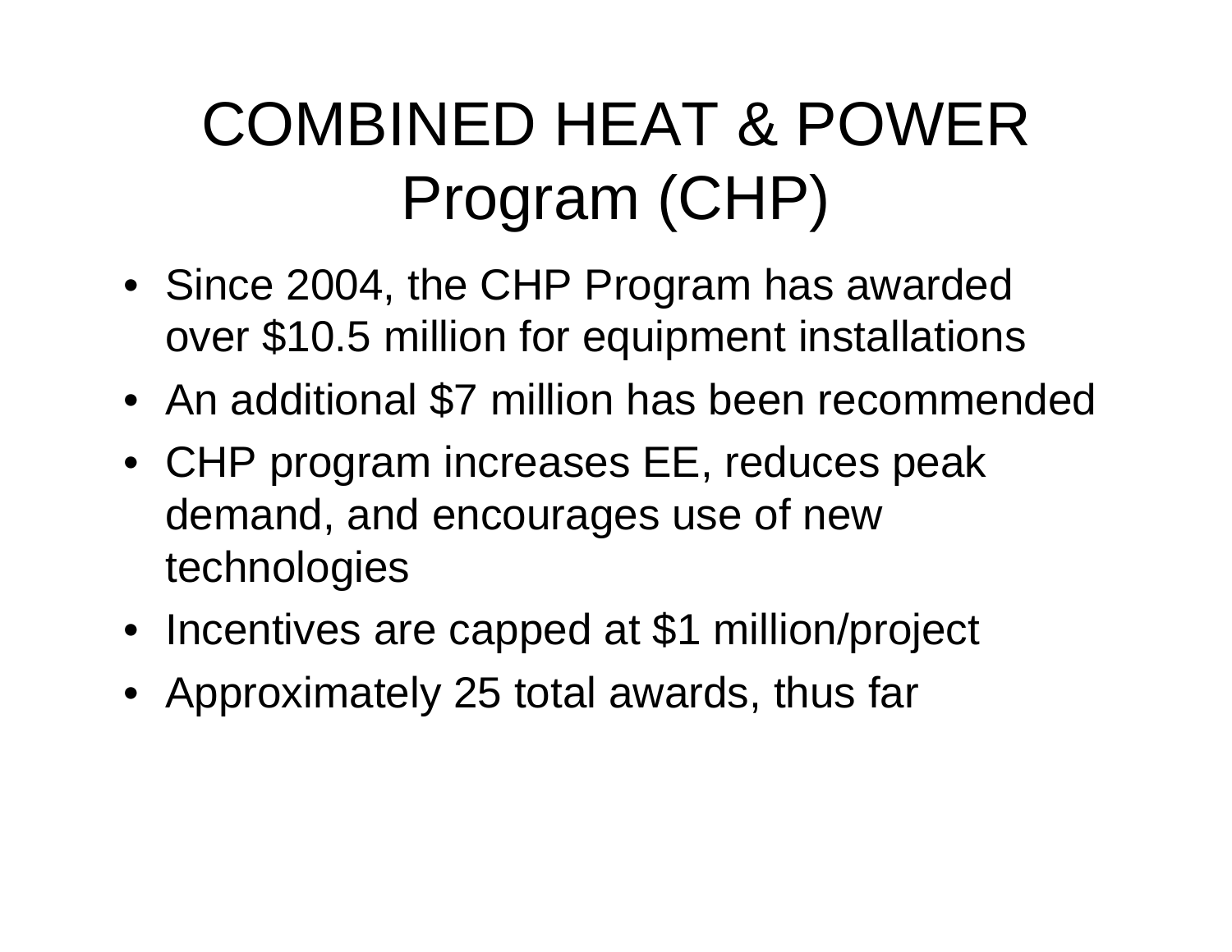# COMBINED HEAT & POWER Program (CHP)

- Since 2004, the CHP Program has awarded over $10.5 million for equipment installations
- An additional $7 million has been recommended
- CHP program increases EE, reduces peak demand, and encourages use of new technologies
- Incentives are capped at $1 million/project
- Approximately 25 total awards, thus far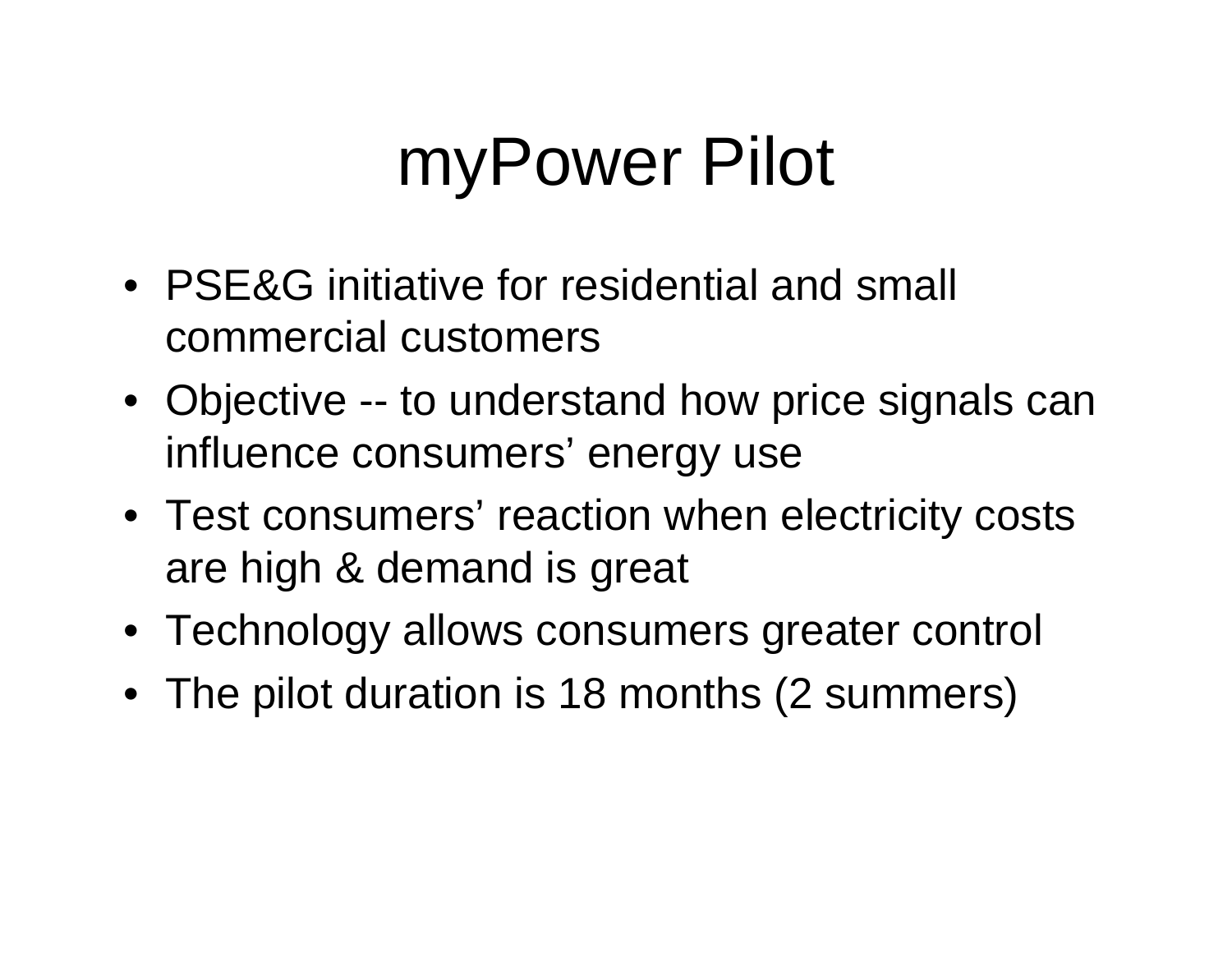# myPower Pilot

- PSE&G initiative for residential and small commercial customers
- Objective -- to understand how price signals can influence consumers' energy use
- Test consumers' reaction when electricity costs are high & demand is great
- Technology allows consumers greater control
- The pilot duration is 18 months (2 summers)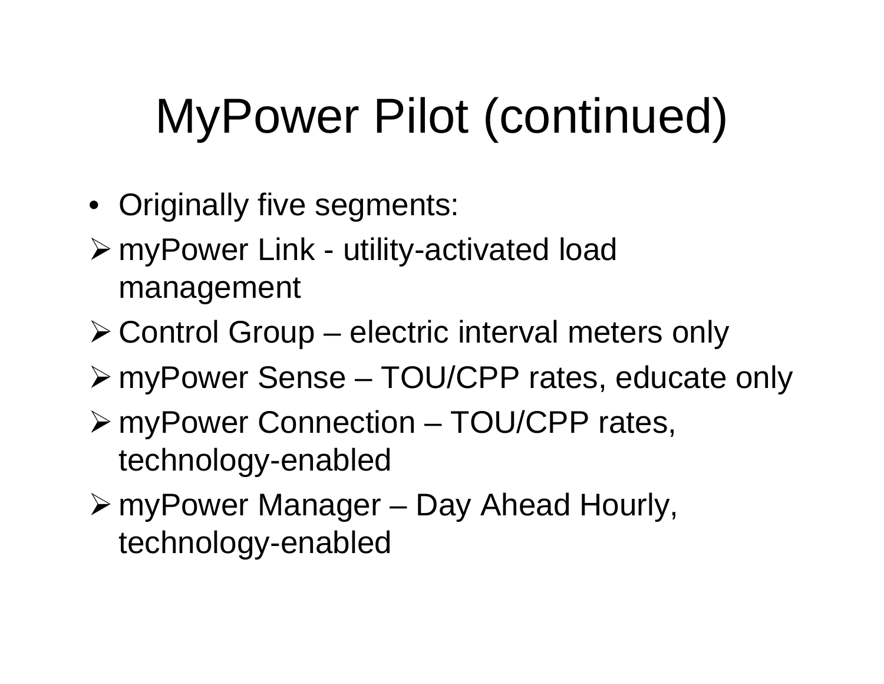# MyPower Pilot (continued)

- Originally five segments:
  - myPower Link - utility-activated load management
  - Control Group – electric interval meters only
  - myPower Sense – TOU/CPP rates, educate only
  - myPower Connection – TOU/CPP rates, technology-enabled
  - myPower Manager – Day Ahead Hourly, technology-enabled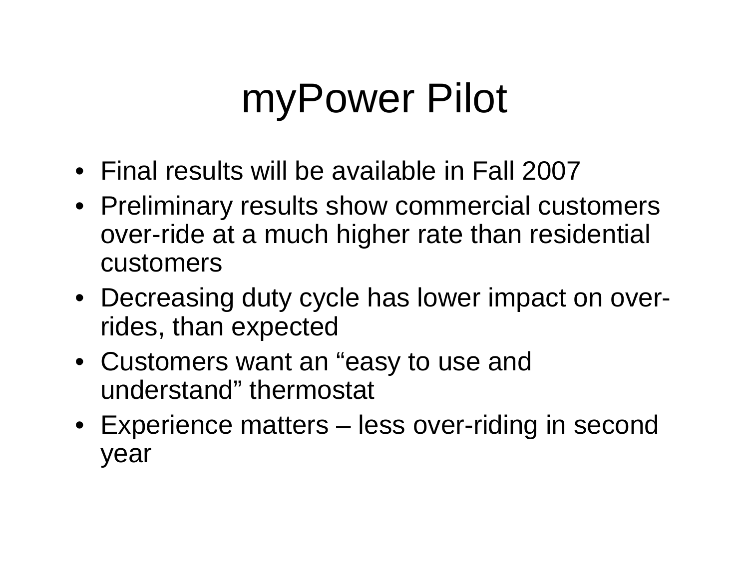# myPower Pilot

- Final results will be available in Fall 2007
- Preliminary results show commercial customers over-ride at a much higher rate than residential customers
- Decreasing duty cycle has lower impact on over-rides, than expected
- Customers want an “easy to use and understand” thermostat
- Experience matters – less over-riding in second year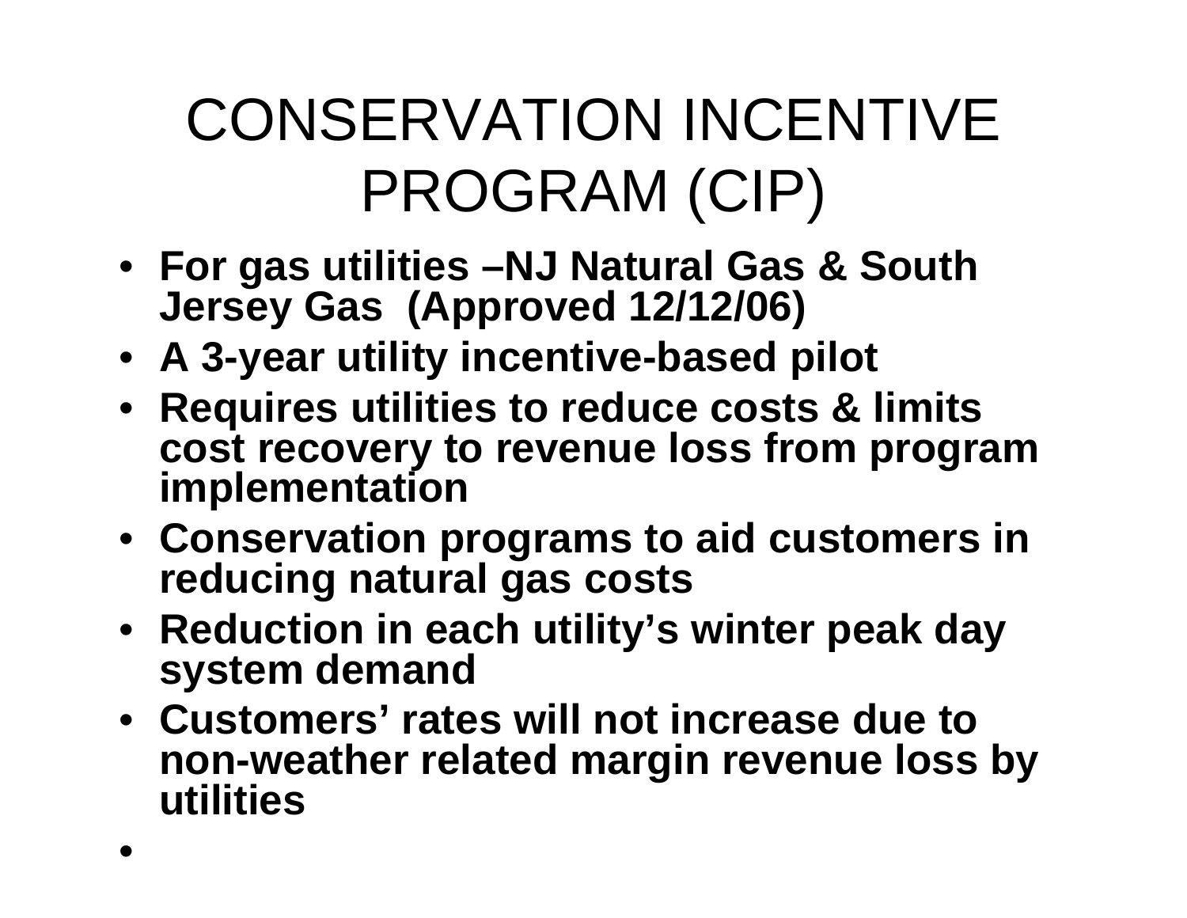# CONSERVATION INCENTIVE PROGRAM (CIP)

- **For gas utilities –NJ Natural Gas & South Jersey Gas (Approved 12/12/06)**
- **A 3-year utility incentive-based pilot**
- **Requires utilities to reduce costs & limits cost recovery to revenue loss from program implementation**
- **Conservation programs to aid customers in reducing natural gas costs**
- **Reduction in each utility's winter peak day system demand**
- **Customers' rates will not increase due to non-weather related margin revenue loss by utilities**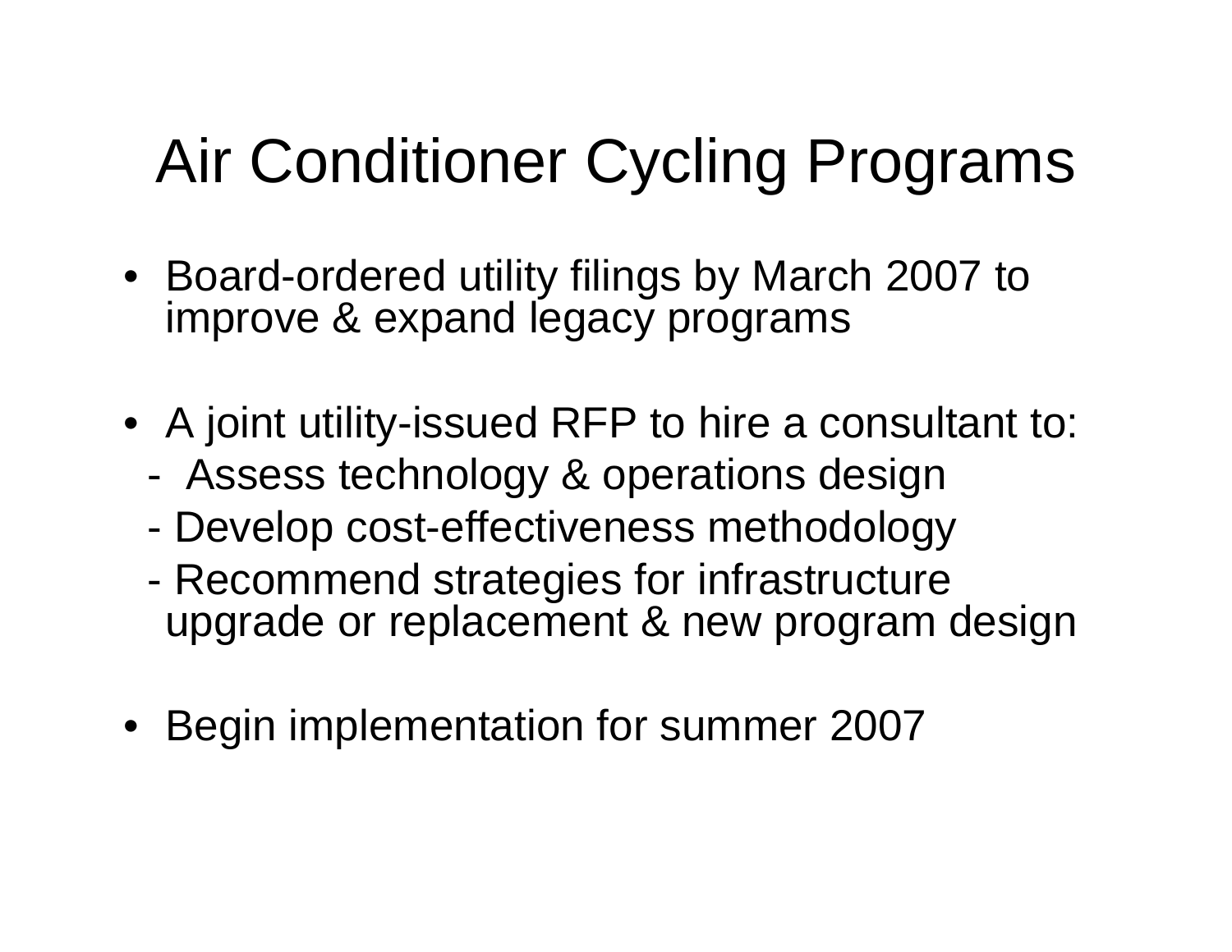# Air Conditioner Cycling Programs

- Board-ordered utility filings by March 2007 to improve & expand legacy programs

- A joint utility-issued RFP to hire a consultant to:
  - Assess technology & operations design
  - Develop cost-effectiveness methodology
  - Recommend strategies for infrastructure upgrade or replacement & new program design

- Begin implementation for summer 2007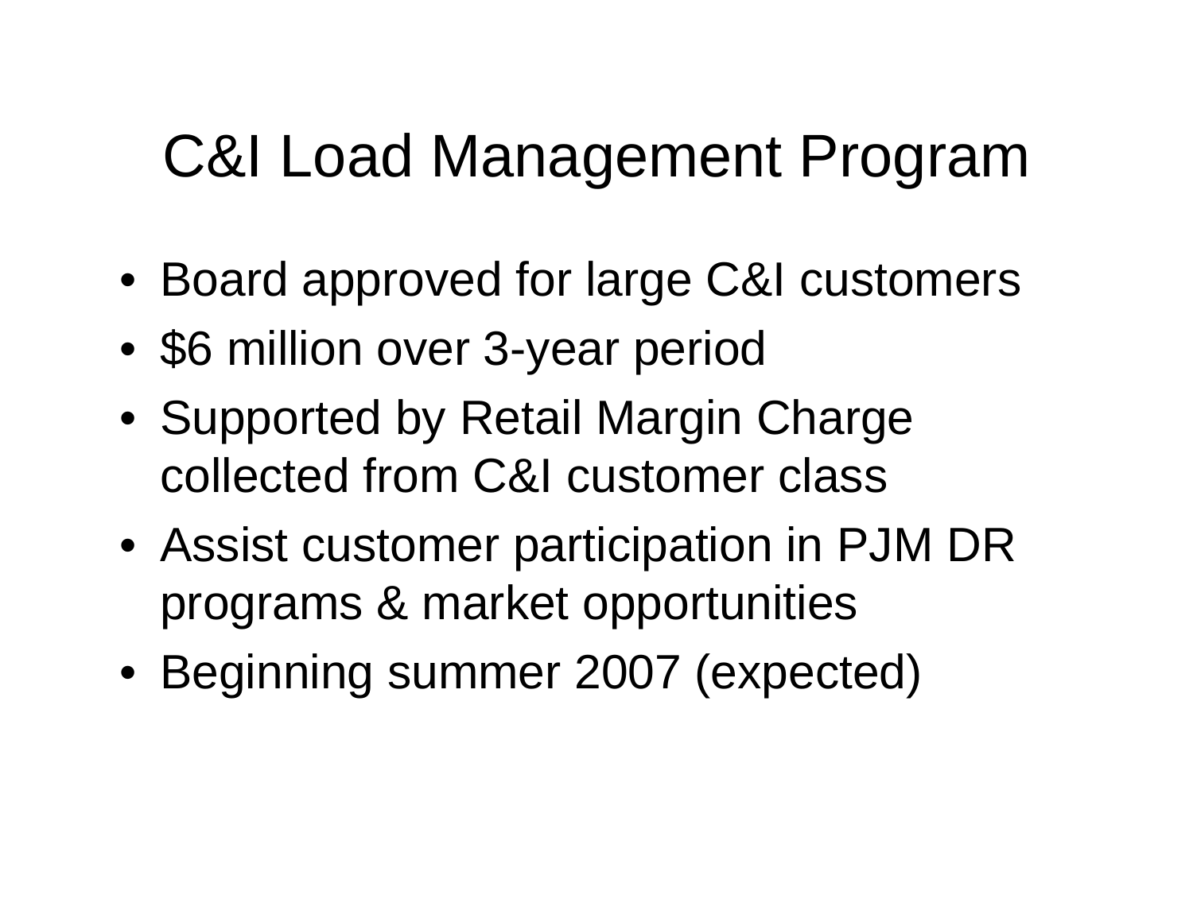# C&I Load Management Program

- Board approved for large C&I customers
- $6 million over 3-year period
- Supported by Retail Margin Charge collected from C&I customer class
- Assist customer participation in PJM DR programs & market opportunities
- Beginning summer 2007 (expected)